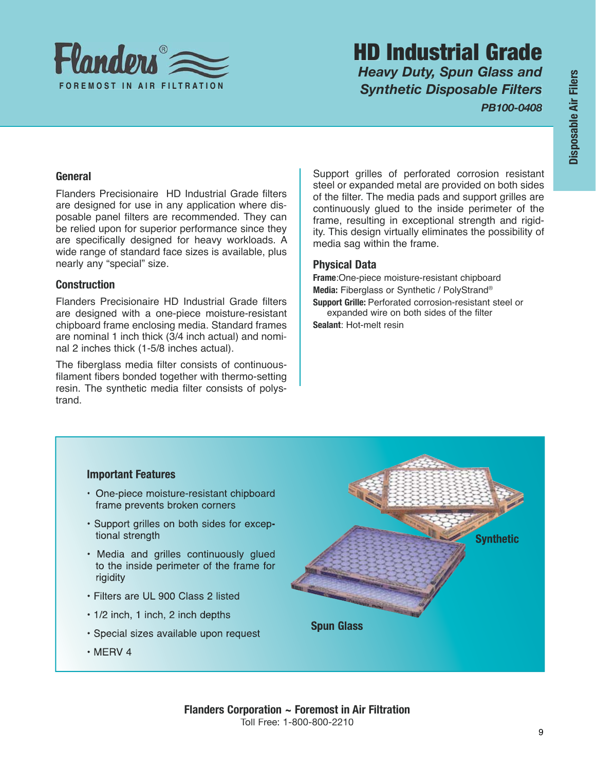Flanders®

FOREMOST IN AIR FILTRATION

# HD Industrial Grade

***Heavy Duty, Spun Glass and Synthetic Disposable Filters***

***PB100-0408***

Disposable Air Filers

## General

Flanders Precisionaire HD Industrial Grade filters are designed for use in any application where disposable panel filters are recommended. They can be relied upon for superior performance since they are specifically designed for heavy workloads. A wide range of standard face sizes is available, plus nearly any "special" size.

## Construction

Flanders Precisionaire HD Industrial Grade filters are designed with a one-piece moisture-resistant chipboard frame enclosing media. Standard frames are nominal 1 inch thick (3/4 inch actual) and nominal 2 inches thick (1-5/8 inches actual).

The fiberglass media filter consists of continuous-filament fibers bonded together with thermo-setting resin. The synthetic media filter consists of polystrand.

Support grilles of perforated corrosion resistant steel or expanded metal are provided on both sides of the filter. The media pads and support grilles are continuously glued to the inside perimeter of the frame, resulting in exceptional strength and rigidity. This design virtually eliminates the possibility of media sag within the frame.

## Physical Data

**Frame**:One-piece moisture-resistant chipboard

**Media:** Fiberglass or Synthetic / PolyStrand®

**Support Grille:** Perforated corrosion-resistant steel or expanded wire on both sides of the filter

**Sealant**: Hot-melt resin

## Important Features

- One-piece moisture-resistant chipboard frame prevents broken corners
- Support grilles on both sides for exceptional strength
- Media and grilles continuously glued to the inside perimeter of the frame for rigidity
- Filters are UL 900 Class 2 listed
- 1/2 inch, 1 inch, 2 inch depths
- Special sizes available upon request
- MERV 4

**Synthetic**

**Spun Glass**

**Flanders Corporation ~ Foremost in Air Filtration**

Toll Free: 1-800-800-2210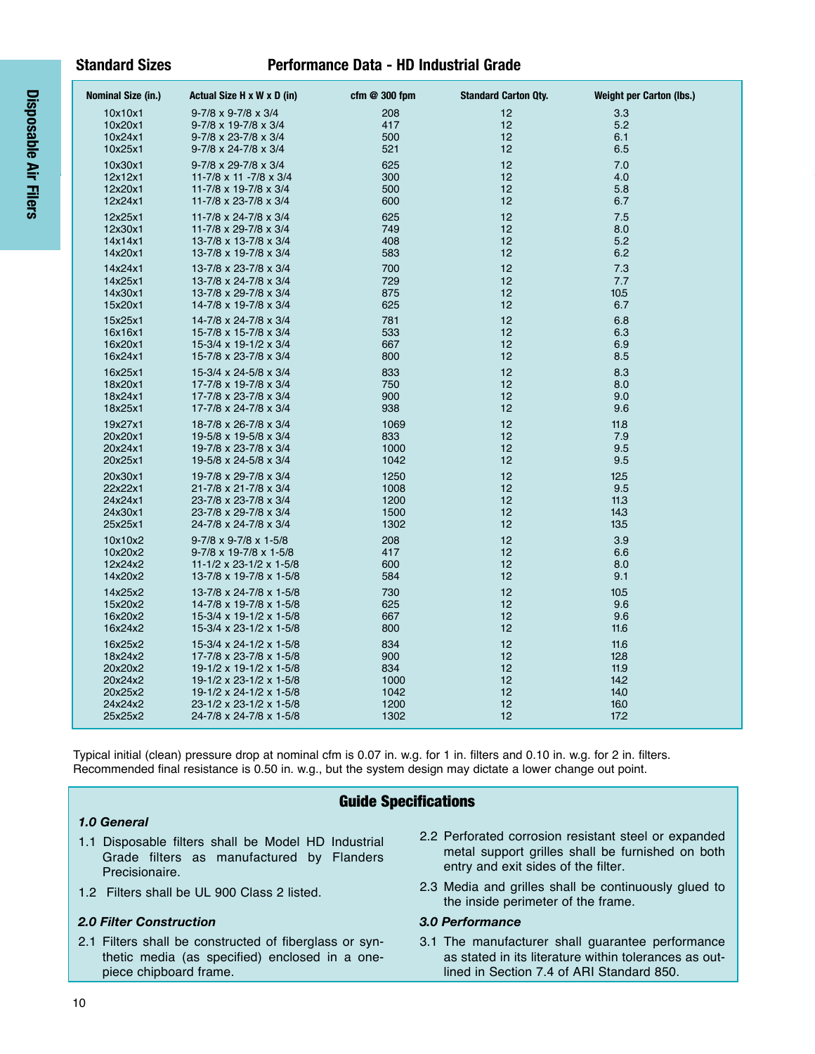Disposable Air Filers

## Standard Sizes

## Performance Data - HD Industrial Grade

| Nominal Size (in.) | Actual Size H x W x D (in) | cfm @ 300 fpm | Standard Carton Qty. | Weight per Carton (lbs.) |
|---|---|---|---|---|
| 10x10x1 | 9-7/8 x 9-7/8 x 3/4 | 208 | 12 | 3.3 |
| 10x20x1 | 9-7/8 x 19-7/8 x 3/4 | 417 | 12 | 5.2 |
| 10x24x1 | 9-7/8 x 23-7/8 x 3/4 | 500 | 12 | 6.1 |
| 10x25x1 | 9-7/8 x 24-7/8 x 3/4 | 521 | 12 | 6.5 |
| 10x30x1 | 9-7/8 x 29-7/8 x 3/4 | 625 | 12 | 7.0 |
| 12x12x1 | 11-7/8 x 11 -7/8 x 3/4 | 300 | 12 | 4.0 |
| 12x20x1 | 11-7/8 x 19-7/8 x 3/4 | 500 | 12 | 5.8 |
| 12x24x1 | 11-7/8 x 23-7/8 x 3/4 | 600 | 12 | 6.7 |
| 12x25x1 | 11-7/8 x 24-7/8 x 3/4 | 625 | 12 | 7.5 |
| 12x30x1 | 11-7/8 x 29-7/8 x 3/4 | 749 | 12 | 8.0 |
| 14x14x1 | 13-7/8 x 13-7/8 x 3/4 | 408 | 12 | 5.2 |
| 14x20x1 | 13-7/8 x 19-7/8 x 3/4 | 583 | 12 | 6.2 |
| 14x24x1 | 13-7/8 x 23-7/8 x 3/4 | 700 | 12 | 7.3 |
| 14x25x1 | 13-7/8 x 24-7/8 x 3/4 | 729 | 12 | 7.7 |
| 14x30x1 | 13-7/8 x 29-7/8 x 3/4 | 875 | 12 | 10.5 |
| 15x20x1 | 14-7/8 x 19-7/8 x 3/4 | 625 | 12 | 6.7 |
| 15x25x1 | 14-7/8 x 24-7/8 x 3/4 | 781 | 12 | 6.8 |
| 16x16x1 | 15-7/8 x 15-7/8 x 3/4 | 533 | 12 | 6.3 |
| 16x20x1 | 15-3/4 x 19-1/2 x 3/4 | 667 | 12 | 6.9 |
| 16x24x1 | 15-7/8 x 23-7/8 x 3/4 | 800 | 12 | 8.5 |
| 16x25x1 | 15-3/4 x 24-5/8 x 3/4 | 833 | 12 | 8.3 |
| 18x20x1 | 17-7/8 x 19-7/8 x 3/4 | 750 | 12 | 8.0 |
| 18x24x1 | 17-7/8 x 23-7/8 x 3/4 | 900 | 12 | 9.0 |
| 18x25x1 | 17-7/8 x 24-7/8 x 3/4 | 938 | 12 | 9.6 |
| 19x27x1 | 18-7/8 x 26-7/8 x 3/4 | 1069 | 12 | 11.8 |
| 20x20x1 | 19-5/8 x 19-5/8 x 3/4 | 833 | 12 | 7.9 |
| 20x24x1 | 19-7/8 x 23-7/8 x 3/4 | 1000 | 12 | 9.5 |
| 20x25x1 | 19-5/8 x 24-5/8 x 3/4 | 1042 | 12 | 9.5 |
| 20x30x1 | 19-7/8 x 29-7/8 x 3/4 | 1250 | 12 | 12.5 |
| 22x22x1 | 21-7/8 x 21-7/8 x 3/4 | 1008 | 12 | 9.5 |
| 24x24x1 | 23-7/8 x 23-7/8 x 3/4 | 1200 | 12 | 11.3 |
| 24x30x1 | 23-7/8 x 29-7/8 x 3/4 | 1500 | 12 | 14.3 |
| 25x25x1 | 24-7/8 x 24-7/8 x 3/4 | 1302 | 12 | 13.5 |
| 10x10x2 | 9-7/8 x 9-7/8 x 1-5/8 | 208 | 12 | 3.9 |
| 10x20x2 | 9-7/8 x 19-7/8 x 1-5/8 | 417 | 12 | 6.6 |
| 12x24x2 | 11-1/2 x 23-1/2 x 1-5/8 | 600 | 12 | 8.0 |
| 14x20x2 | 13-7/8 x 19-7/8 x 1-5/8 | 584 | 12 | 9.1 |
| 14x25x2 | 13-7/8 x 24-7/8 x 1-5/8 | 730 | 12 | 10.5 |
| 15x20x2 | 14-7/8 x 19-7/8 x 1-5/8 | 625 | 12 | 9.6 |
| 16x20x2 | 15-3/4 x 19-1/2 x 1-5/8 | 667 | 12 | 9.6 |
| 16x24x2 | 15-3/4 x 23-1/2 x 1-5/8 | 800 | 12 | 11.6 |
| 16x25x2 | 15-3/4 x 24-1/2 x 1-5/8 | 834 | 12 | 11.6 |
| 18x24x2 | 17-7/8 x 23-7/8 x 1-5/8 | 900 | 12 | 12.8 |
| 20x20x2 | 19-1/2 x 19-1/2 x 1-5/8 | 834 | 12 | 11.9 |
| 20x24x2 | 19-1/2 x 23-1/2 x 1-5/8 | 1000 | 12 | 14.2 |
| 20x25x2 | 19-1/2 x 24-1/2 x 1-5/8 | 1042 | 12 | 14.0 |
| 24x24x2 | 23-1/2 x 23-1/2 x 1-5/8 | 1200 | 12 | 16.0 |
| 25x25x2 | 24-7/8 x 24-7/8 x 1-5/8 | 1302 | 12 | 17.2 |

Typical initial (clean) pressure drop at nominal cfm is 0.07 in. w.g. for 1 in. filters and 0.10 in. w.g. for 2 in. filters. Recommended final resistance is 0.50 in. w.g., but the system design may dictate a lower change out point.

## Guide Specifications

***1.0 General***

1.1 Disposable filters shall be Model HD Industrial Grade filters as manufactured by Flanders Precisionaire.

1.2 Filters shall be UL 900 Class 2 listed.

***2.0 Filter Construction***

2.1 Filters shall be constructed of fiberglass or synthetic media (as specified) enclosed in a one-piece chipboard frame.

2.2 Perforated corrosion resistant steel or expanded metal support grilles shall be furnished on both entry and exit sides of the filter.

2.3 Media and grilles shall be continuously glued to the inside perimeter of the frame.

***3.0 Performance***

3.1 The manufacturer shall guarantee performance as stated in its literature within tolerances as outlined in Section 7.4 of ARI Standard 850.